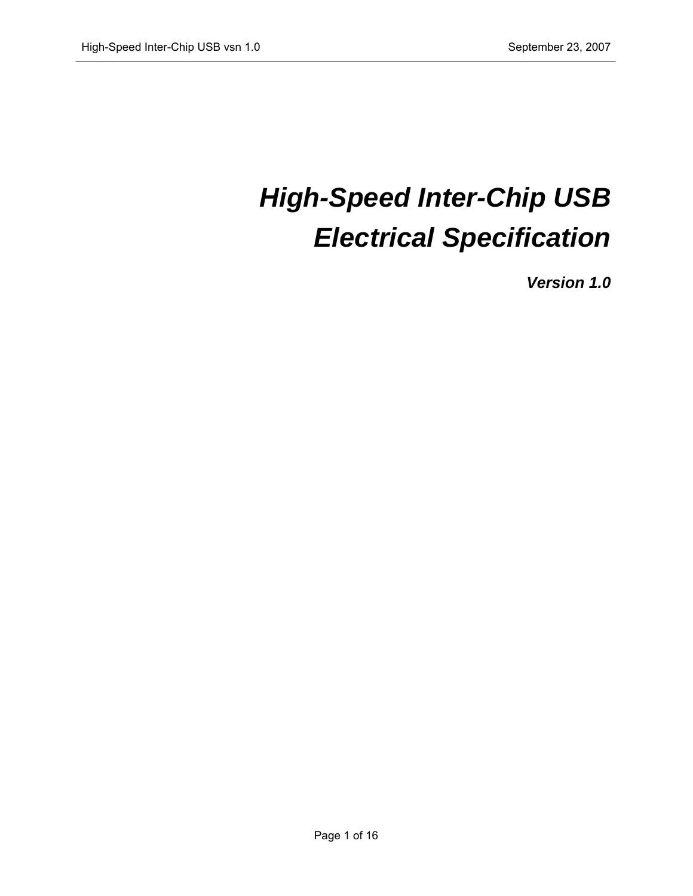# *High-Speed Inter-Chip USB Electrical Specification*

***Version 1.0***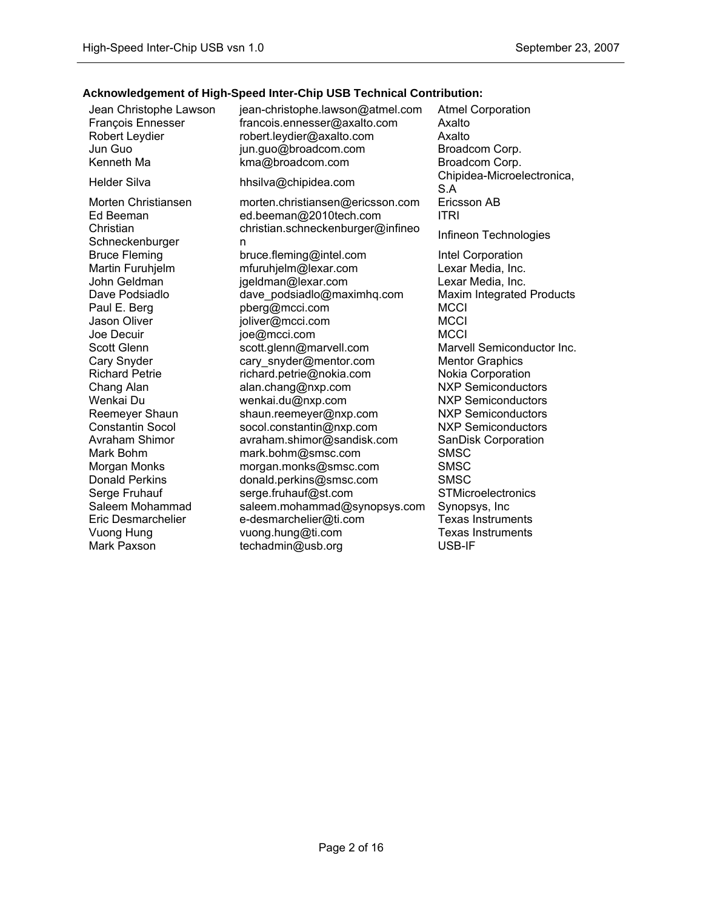**Acknowledgement of High-Speed Inter-Chip USB Technical Contribution:**

| | | |
|---|---|---|
| Jean Christophe Lawson | jean-christophe.lawson@atmel.com | Atmel Corporation |
| François Ennesser | francois.ennesser@axalto.com | Axalto |
| Robert Leydier | robert.leydier@axalto.com | Axalto |
| Jun Guo | jun.guo@broadcom.com | Broadcom Corp. |
| Kenneth Ma | kma@broadcom.com | Broadcom Corp. |
| Helder Silva | hhsilva@chipidea.com | Chipidea-Microelectronica, S.A |
| Morten Christiansen | morten.christiansen@ericsson.com | Ericsson AB |
| Ed Beeman | ed.beeman@2010tech.com | ITRI |
| Christian Schneckenburger | christian.schneckenburger@infineon | Infineon Technologies |
| Bruce Fleming | bruce.fleming@intel.com | Intel Corporation |
| Martin Furuhjelm | mfuruhjelm@lexar.com | Lexar Media, Inc. |
| John Geldman | jgeldman@lexar.com | Lexar Media, Inc. |
| Dave Podsiadlo | dave_podsiadlo@maximhq.com | Maxim Integrated Products |
| Paul E. Berg | pberg@mcci.com | MCCI |
| Jason Oliver | joliver@mcci.com | MCCI |
| Joe Decuir | joe@mcci.com | MCCI |
| Scott Glenn | scott.glenn@marvell.com | Marvell Semiconductor Inc. |
| Cary Snyder | cary_snyder@mentor.com | Mentor Graphics |
| Richard Petrie | richard.petrie@nokia.com | Nokia Corporation |
| Chang Alan | alan.chang@nxp.com | NXP Semiconductors |
| Wenkai Du | wenkai.du@nxp.com | NXP Semiconductors |
| Reemeyer Shaun | shaun.reemeyer@nxp.com | NXP Semiconductors |
| Constantin Socol | socol.constantin@nxp.com | NXP Semiconductors |
| Avraham Shimor | avraham.shimor@sandisk.com | SanDisk Corporation |
| Mark Bohm | mark.bohm@smsc.com | SMSC |
| Morgan Monks | morgan.monks@smsc.com | SMSC |
| Donald Perkins | donald.perkins@smsc.com | SMSC |
| Serge Fruhauf | serge.fruhauf@st.com | STMicroelectronics |
| Saleem Mohammad | saleem.mohammad@synopsys.com | Synopsys, Inc |
| Eric Desmarchelier | e-desmarchelier@ti.com | Texas Instruments |
| Vuong Hung | vuong.hung@ti.com | Texas Instruments |
| Mark Paxson | techadmin@usb.org | USB-IF |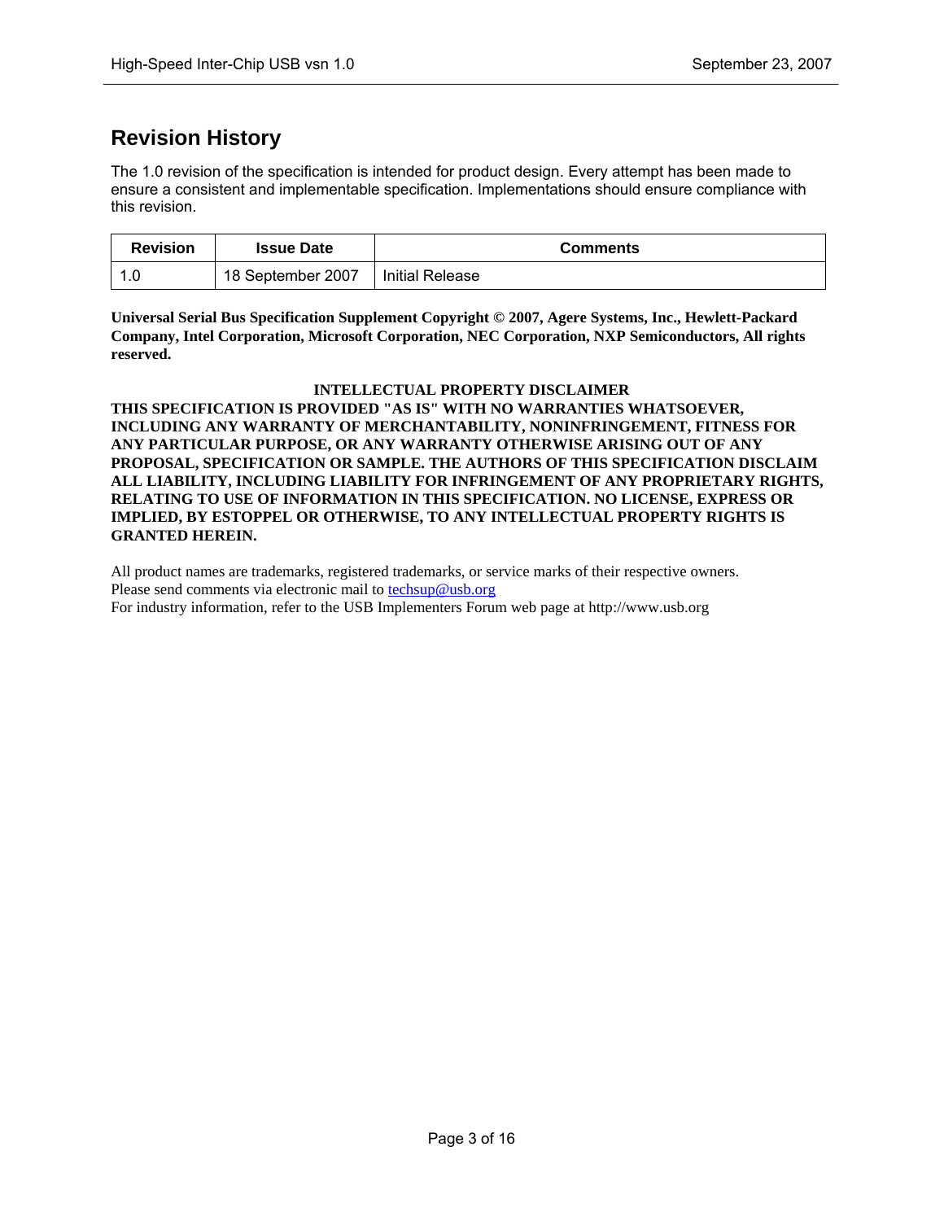## Revision History

The 1.0 revision of the specification is intended for product design. Every attempt has been made to ensure a consistent and implementable specification. Implementations should ensure compliance with this revision.

| Revision | Issue Date | Comments |
|---|---|---|
| 1.0 | 18 September 2007 | Initial Release |

**Universal Serial Bus Specification Supplement Copyright © 2007, Agere Systems, Inc., Hewlett-Packard Company, Intel Corporation, Microsoft Corporation, NEC Corporation, NXP Semiconductors, All rights reserved.**

**INTELLECTUAL PROPERTY DISCLAIMER**

**THIS SPECIFICATION IS PROVIDED "AS IS" WITH NO WARRANTIES WHATSOEVER, INCLUDING ANY WARRANTY OF MERCHANTABILITY, NONINFRINGEMENT, FITNESS FOR ANY PARTICULAR PURPOSE, OR ANY WARRANTY OTHERWISE ARISING OUT OF ANY PROPOSAL, SPECIFICATION OR SAMPLE. THE AUTHORS OF THIS SPECIFICATION DISCLAIM ALL LIABILITY, INCLUDING LIABILITY FOR INFRINGEMENT OF ANY PROPRIETARY RIGHTS, RELATING TO USE OF INFORMATION IN THIS SPECIFICATION. NO LICENSE, EXPRESS OR IMPLIED, BY ESTOPPEL OR OTHERWISE, TO ANY INTELLECTUAL PROPERTY RIGHTS IS GRANTED HEREIN.**

All product names are trademarks, registered trademarks, or service marks of their respective owners.
Please send comments via electronic mail to techsup@usb.org
For industry information, refer to the USB Implementers Forum web page at http://www.usb.org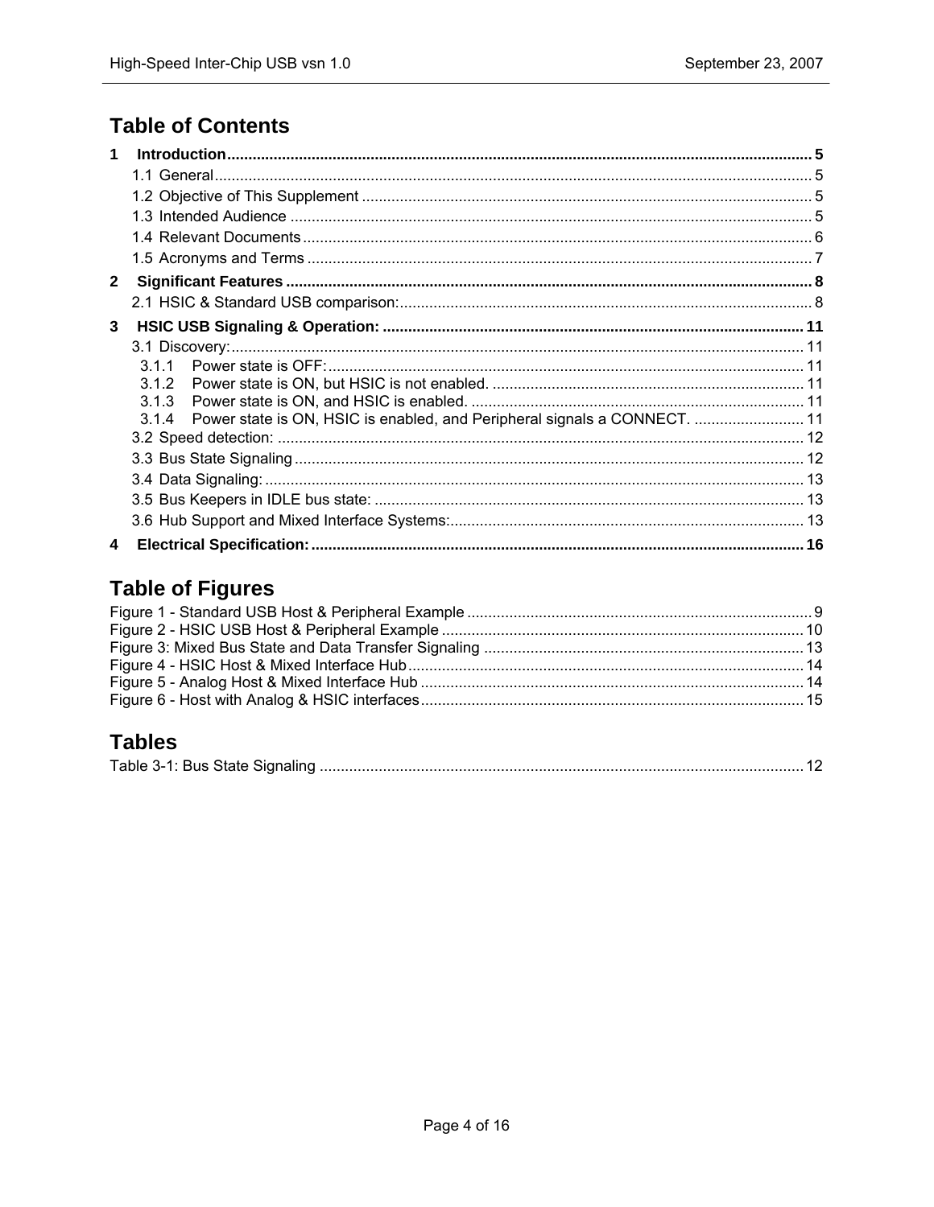# Table of Contents

**1 Introduction ........................................................................................................................................ 5**

1.1 General ........................................................................................................................................ 5

1.2 Objective of This Supplement ...................................................................................................... 5

1.3 Intended Audience ....................................................................................................................... 5

1.4 Relevant Documents ................................................................................................................... 6

1.5 Acronyms and Terms ................................................................................................................... 7

**2 Significant Features ........................................................................................................................... 8**

2.1 HSIC & Standard USB comparison: ............................................................................................. 8

**3 HSIC USB Signaling & Operation: .................................................................................................. 11**

3.1 Discovery: .................................................................................................................................. 11

3.1.1 Power state is OFF: ............................................................................................................ 11

3.1.2 Power state is ON, but HSIC is not enabled. ...................................................................... 11

3.1.3 Power state is ON, and HSIC is enabled. ........................................................................... 11

3.1.4 Power state is ON, HSIC is enabled, and Peripheral signals a CONNECT. ........................ 11

3.2 Speed detection: ........................................................................................................................ 12

3.3 Bus State Signaling .................................................................................................................... 12

3.4 Data Signaling: ........................................................................................................................... 13

3.5 Bus Keepers in IDLE bus state: .................................................................................................. 13

3.6 Hub Support and Mixed Interface Systems: ................................................................................ 13

**4 Electrical Specification: .................................................................................................................... 16**

# Table of Figures

Figure 1 - Standard USB Host & Peripheral Example ................................................................................ 9

Figure 2 - HSIC USB Host & Peripheral Example .................................................................................... 10

Figure 3: Mixed Bus State and Data Transfer Signaling ........................................................................... 13

Figure 4 - HSIC Host & Mixed Interface Hub ............................................................................................ 14

Figure 5 - Analog Host & Mixed Interface Hub .......................................................................................... 14

Figure 6 - Host with Analog & HSIC interfaces .......................................................................................... 15

# Tables

Table 3-1: Bus State Signaling ................................................................................................................. 12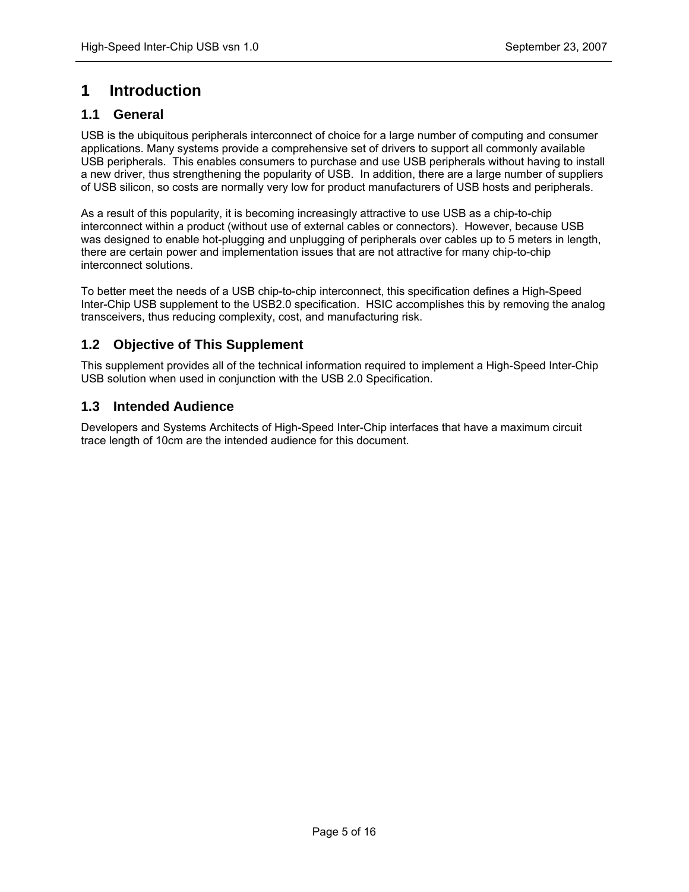# 1 Introduction

## 1.1 General

USB is the ubiquitous peripherals interconnect of choice for a large number of computing and consumer applications. Many systems provide a comprehensive set of drivers to support all commonly available USB peripherals. This enables consumers to purchase and use USB peripherals without having to install a new driver, thus strengthening the popularity of USB. In addition, there are a large number of suppliers of USB silicon, so costs are normally very low for product manufacturers of USB hosts and peripherals.

As a result of this popularity, it is becoming increasingly attractive to use USB as a chip-to-chip interconnect within a product (without use of external cables or connectors). However, because USB was designed to enable hot-plugging and unplugging of peripherals over cables up to 5 meters in length, there are certain power and implementation issues that are not attractive for many chip-to-chip interconnect solutions.

To better meet the needs of a USB chip-to-chip interconnect, this specification defines a High-Speed Inter-Chip USB supplement to the USB2.0 specification. HSIC accomplishes this by removing the analog transceivers, thus reducing complexity, cost, and manufacturing risk.

## 1.2 Objective of This Supplement

This supplement provides all of the technical information required to implement a High-Speed Inter-Chip USB solution when used in conjunction with the USB 2.0 Specification.

## 1.3 Intended Audience

Developers and Systems Architects of High-Speed Inter-Chip interfaces that have a maximum circuit trace length of 10cm are the intended audience for this document.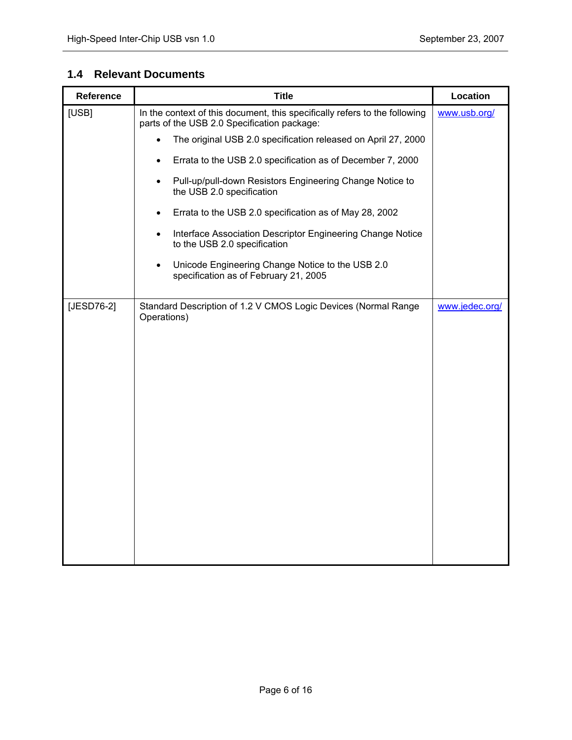## 1.4 Relevant Documents

| Reference | Title | Location |
|---|---|---|
| [USB] | In the context of this document, this specifically refers to the following parts of the USB 2.0 Specification package:<br>• The original USB 2.0 specification released on April 27, 2000<br>• Errata to the USB 2.0 specification as of December 7, 2000<br>• Pull-up/pull-down Resistors Engineering Change Notice to the USB 2.0 specification<br>• Errata to the USB 2.0 specification as of May 28, 2002<br>• Interface Association Descriptor Engineering Change Notice to the USB 2.0 specification<br>• Unicode Engineering Change Notice to the USB 2.0 specification as of February 21, 2005 | www.usb.org/ |
| [JESD76-2] | Standard Description of 1.2 V CMOS Logic Devices (Normal Range Operations) | www.jedec.org/ |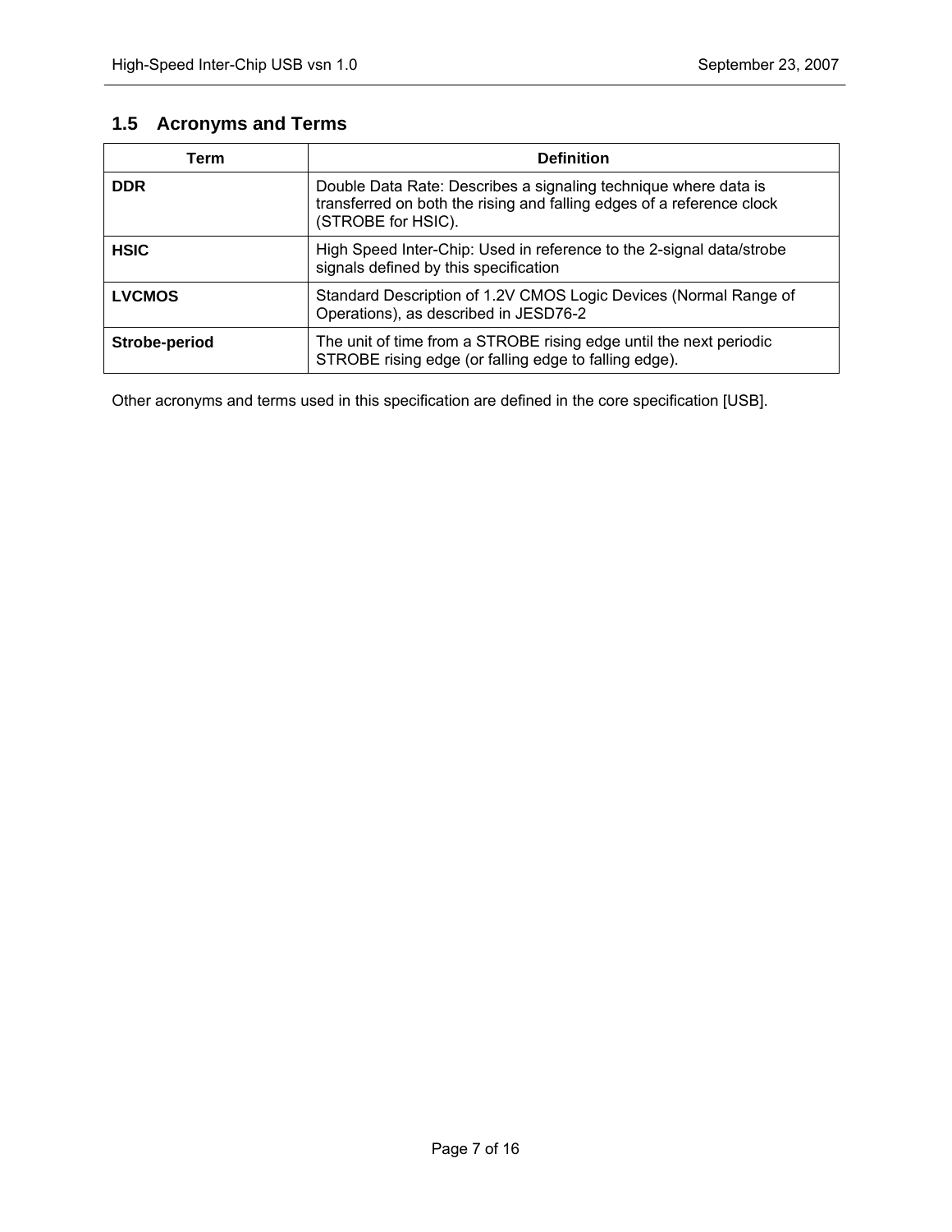## 1.5 Acronyms and Terms

| Term | Definition |
| --- | --- |
| **DDR** | Double Data Rate: Describes a signaling technique where data is transferred on both the rising and falling edges of a reference clock (STROBE for HSIC). |
| **HSIC** | High Speed Inter-Chip: Used in reference to the 2-signal data/strobe signals defined by this specification |
| **LVCMOS** | Standard Description of 1.2V CMOS Logic Devices (Normal Range of Operations), as described in JESD76-2 |
| **Strobe-period** | The unit of time from a STROBE rising edge until the next periodic STROBE rising edge (or falling edge to falling edge). |

Other acronyms and terms used in this specification are defined in the core specification [USB].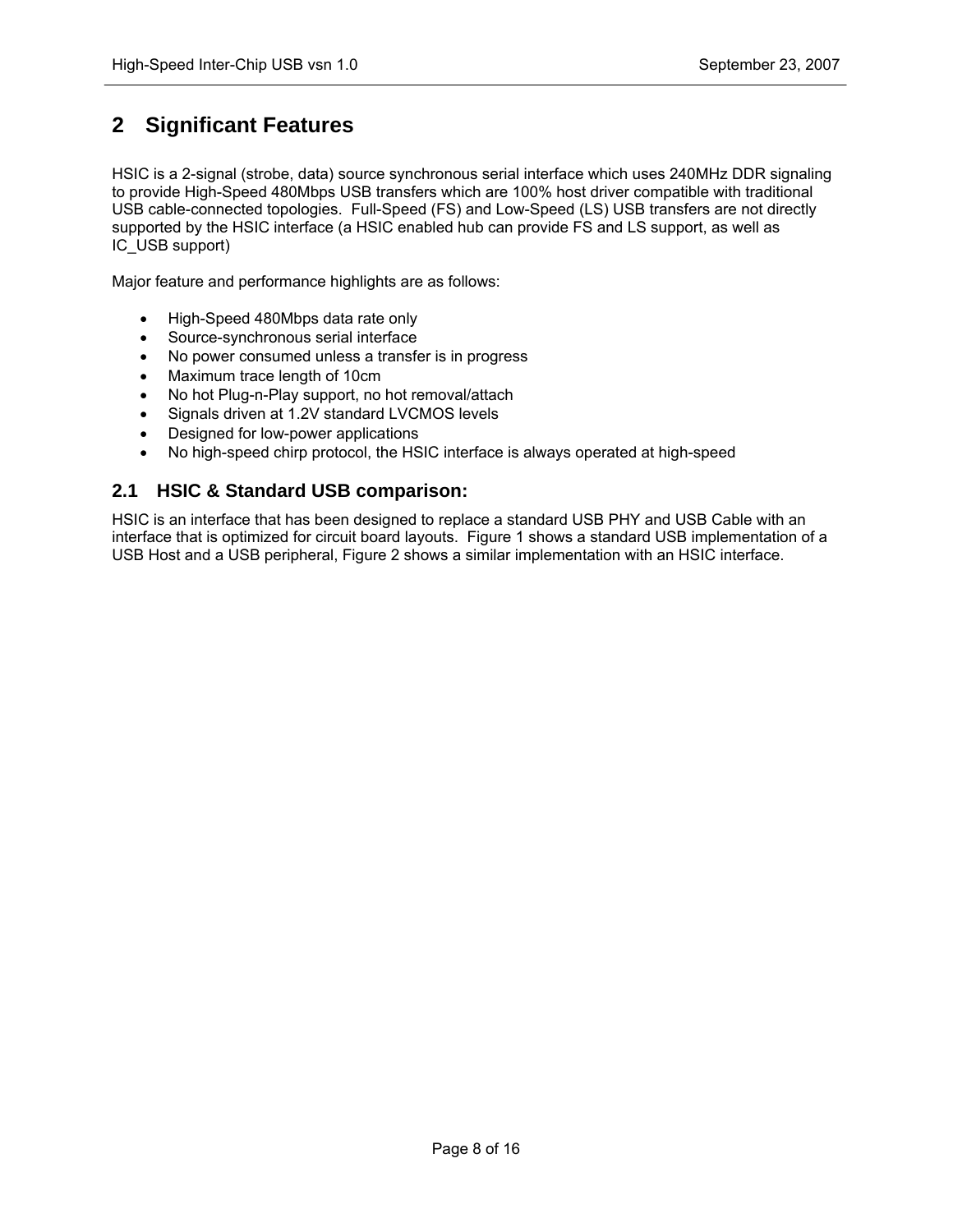# 2 Significant Features

HSIC is a 2-signal (strobe, data) source synchronous serial interface which uses 240MHz DDR signaling to provide High-Speed 480Mbps USB transfers which are 100% host driver compatible with traditional USB cable-connected topologies. Full-Speed (FS) and Low-Speed (LS) USB transfers are not directly supported by the HSIC interface (a HSIC enabled hub can provide FS and LS support, as well as IC_USB support)

Major feature and performance highlights are as follows:

- High-Speed 480Mbps data rate only
- Source-synchronous serial interface
- No power consumed unless a transfer is in progress
- Maximum trace length of 10cm
- No hot Plug-n-Play support, no hot removal/attach
- Signals driven at 1.2V standard LVCMOS levels
- Designed for low-power applications
- No high-speed chirp protocol, the HSIC interface is always operated at high-speed

## 2.1 HSIC & Standard USB comparison:

HSIC is an interface that has been designed to replace a standard USB PHY and USB Cable with an interface that is optimized for circuit board layouts. Figure 1 shows a standard USB implementation of a USB Host and a USB peripheral, Figure 2 shows a similar implementation with an HSIC interface.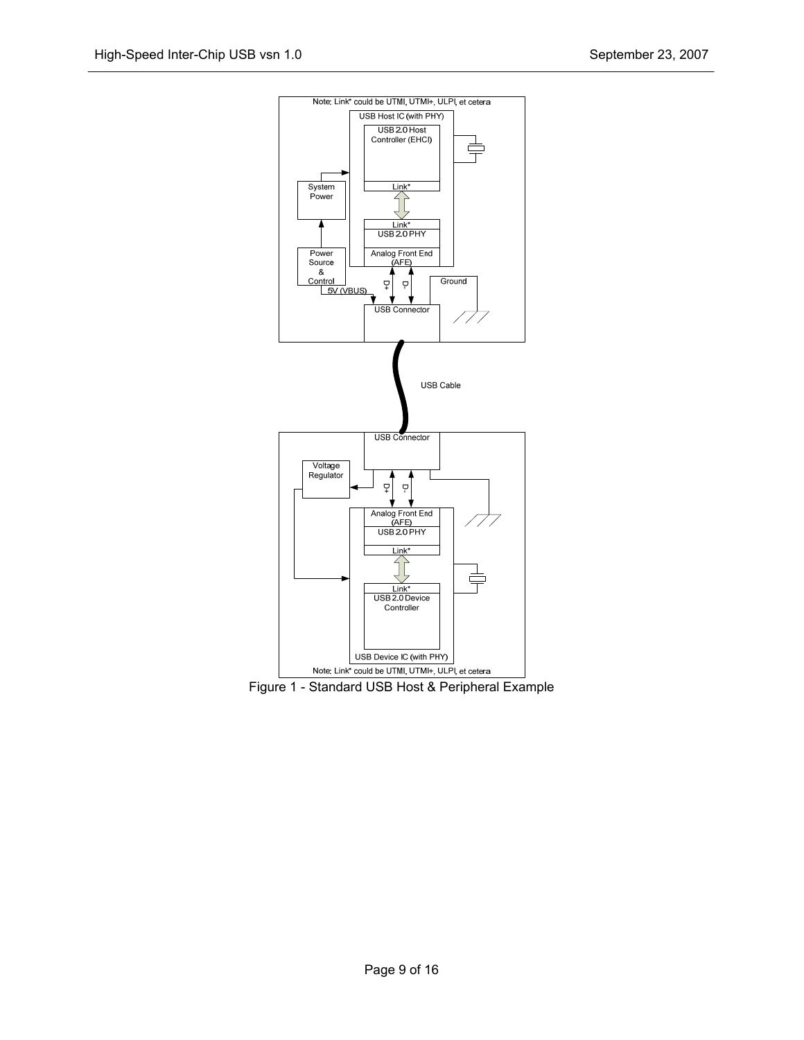Figure 1 - Standard USB Host & Peripheral Example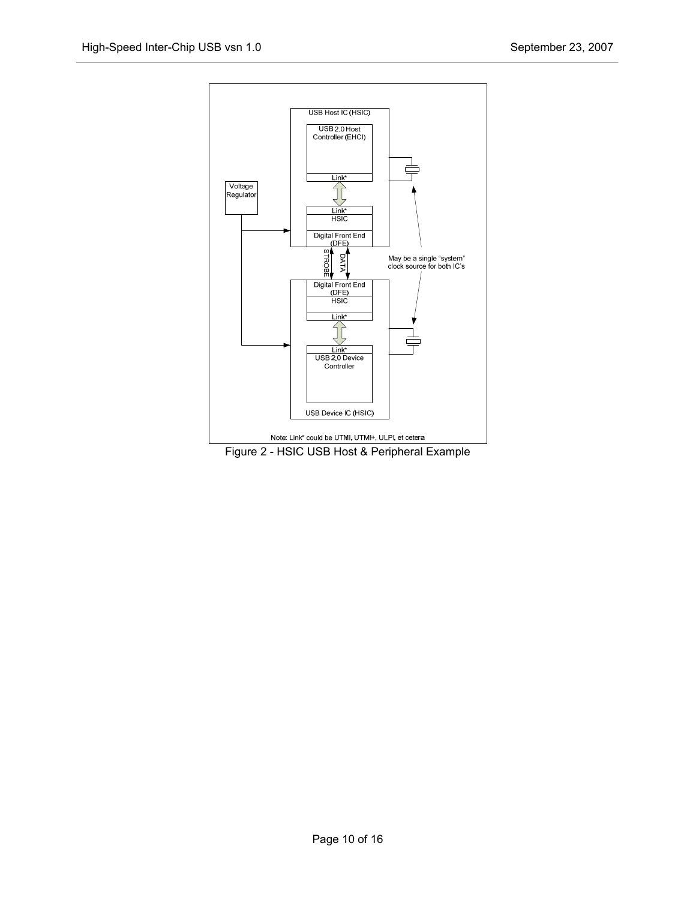USB Host IC (HSIC)

USB 2.0 Host Controller (EHCI)

Link*

Voltage Regulator

Link*

HSIC

Digital Front End (DFE)

STROBE

DATA

May be a single “system” clock source for both IC’s

Digital Front End (DFE)

HSIC

Link*

Link*

USB 2.0 Device Controller

USB Device IC (HSIC)

Note: Link* could be UTMI, UTMI+, ULPI, et cetera

Figure 2 - HSIC USB Host & Peripheral Example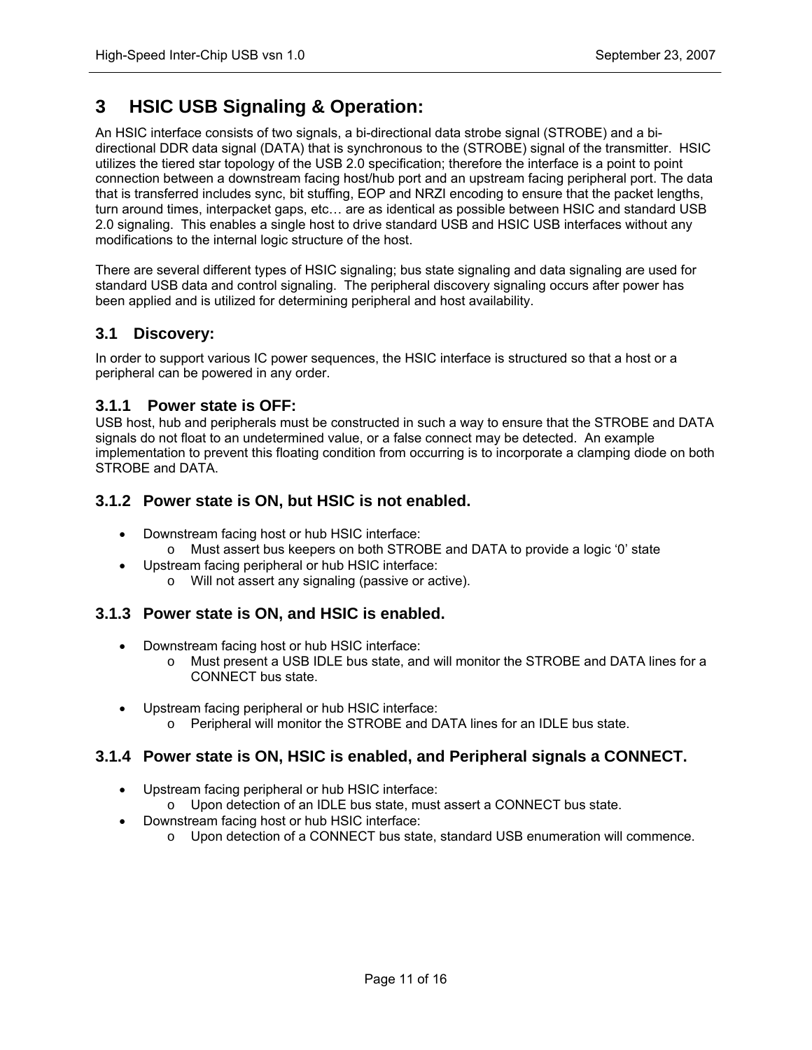# 3 HSIC USB Signaling & Operation:

An HSIC interface consists of two signals, a bi-directional data strobe signal (STROBE) and a bi-directional DDR data signal (DATA) that is synchronous to the (STROBE) signal of the transmitter. HSIC utilizes the tiered star topology of the USB 2.0 specification; therefore the interface is a point to point connection between a downstream facing host/hub port and an upstream facing peripheral port. The data that is transferred includes sync, bit stuffing, EOP and NRZI encoding to ensure that the packet lengths, turn around times, interpacket gaps, etc… are as identical as possible between HSIC and standard USB 2.0 signaling. This enables a single host to drive standard USB and HSIC USB interfaces without any modifications to the internal logic structure of the host.

There are several different types of HSIC signaling; bus state signaling and data signaling are used for standard USB data and control signaling. The peripheral discovery signaling occurs after power has been applied and is utilized for determining peripheral and host availability.

## 3.1 Discovery:

In order to support various IC power sequences, the HSIC interface is structured so that a host or a peripheral can be powered in any order.

### 3.1.1 Power state is OFF:

USB host, hub and peripherals must be constructed in such a way to ensure that the STROBE and DATA signals do not float to an undetermined value, or a false connect may be detected. An example implementation to prevent this floating condition from occurring is to incorporate a clamping diode on both STROBE and DATA.

### 3.1.2 Power state is ON, but HSIC is not enabled.

- Downstream facing host or hub HSIC interface:
  - Must assert bus keepers on both STROBE and DATA to provide a logic ‘0’ state
- Upstream facing peripheral or hub HSIC interface:
  - Will not assert any signaling (passive or active).

### 3.1.3 Power state is ON, and HSIC is enabled.

- Downstream facing host or hub HSIC interface:
  - Must present a USB IDLE bus state, and will monitor the STROBE and DATA lines for a CONNECT bus state.
- Upstream facing peripheral or hub HSIC interface:
  - Peripheral will monitor the STROBE and DATA lines for an IDLE bus state.

### 3.1.4 Power state is ON, HSIC is enabled, and Peripheral signals a CONNECT.

- Upstream facing peripheral or hub HSIC interface:
  - Upon detection of an IDLE bus state, must assert a CONNECT bus state.
- Downstream facing host or hub HSIC interface:
  - Upon detection of a CONNECT bus state, standard USB enumeration will commence.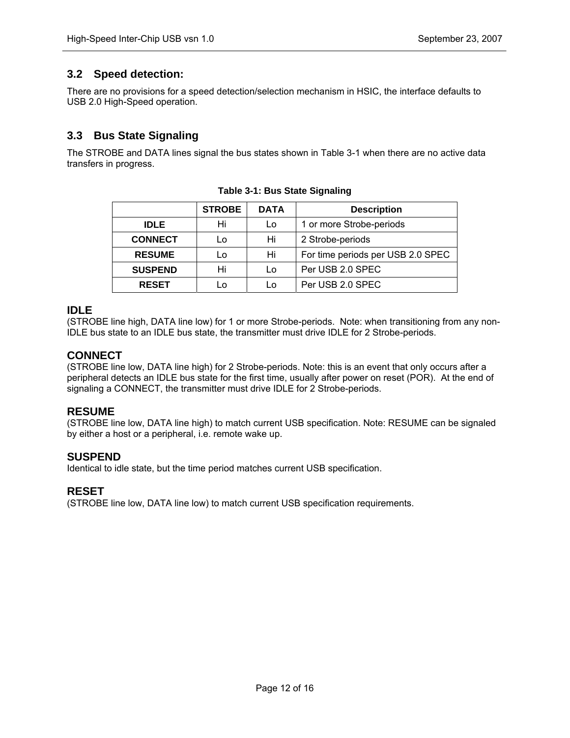## 3.2 Speed detection:

There are no provisions for a speed detection/selection mechanism in HSIC, the interface defaults to USB 2.0 High-Speed operation.

## 3.3 Bus State Signaling

The STROBE and DATA lines signal the bus states shown in Table 3-1 when there are no active data transfers in progress.

**Table 3-1: Bus State Signaling**

| | STROBE | DATA | Description |
|---|---|---|---|
| **IDLE** | Hi | Lo | 1 or more Strobe-periods |
| **CONNECT** | Lo | Hi | 2 Strobe-periods |
| **RESUME** | Lo | Hi | For time periods per USB 2.0 SPEC |
| **SUSPEND** | Hi | Lo | Per USB 2.0 SPEC |
| **RESET** | Lo | Lo | Per USB 2.0 SPEC |

### IDLE

(STROBE line high, DATA line low) for 1 or more Strobe-periods. Note: when transitioning from any non-IDLE bus state to an IDLE bus state, the transmitter must drive IDLE for 2 Strobe-periods.

### CONNECT

(STROBE line low, DATA line high) for 2 Strobe-periods. Note: this is an event that only occurs after a peripheral detects an IDLE bus state for the first time, usually after power on reset (POR). At the end of signaling a CONNECT, the transmitter must drive IDLE for 2 Strobe-periods.

### RESUME

(STROBE line low, DATA line high) to match current USB specification. Note: RESUME can be signaled by either a host or a peripheral, i.e. remote wake up.

### SUSPEND

Identical to idle state, but the time period matches current USB specification.

### RESET

(STROBE line low, DATA line low) to match current USB specification requirements.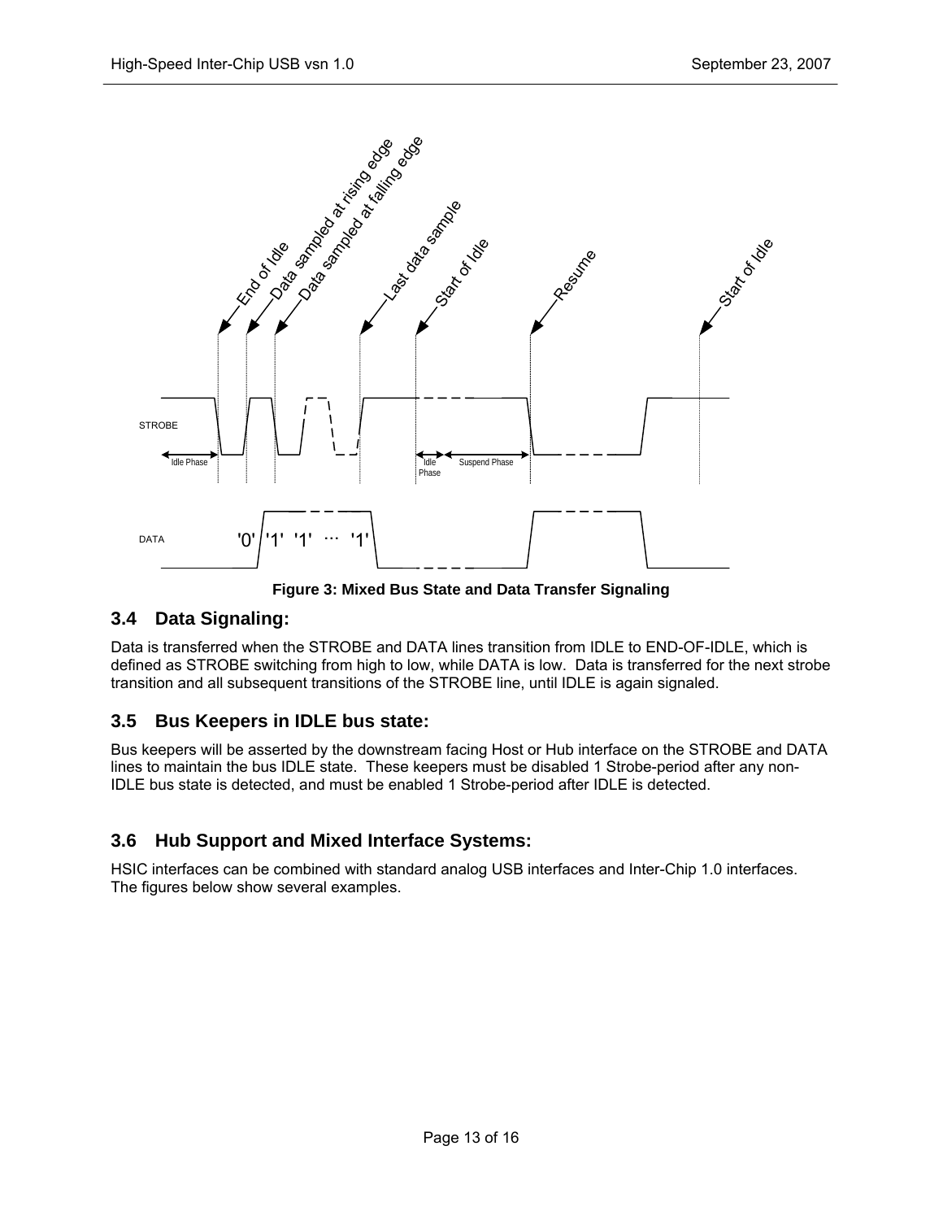Figure 3: Mixed Bus State and Data Transfer Signaling

## 3.4 Data Signaling:

Data is transferred when the STROBE and DATA lines transition from IDLE to END-OF-IDLE, which is defined as STROBE switching from high to low, while DATA is low. Data is transferred for the next strobe transition and all subsequent transitions of the STROBE line, until IDLE is again signaled.

## 3.5 Bus Keepers in IDLE bus state:

Bus keepers will be asserted by the downstream facing Host or Hub interface on the STROBE and DATA lines to maintain the bus IDLE state. These keepers must be disabled 1 Strobe-period after any non-IDLE bus state is detected, and must be enabled 1 Strobe-period after IDLE is detected.

## 3.6 Hub Support and Mixed Interface Systems:

HSIC interfaces can be combined with standard analog USB interfaces and Inter-Chip 1.0 interfaces. The figures below show several examples.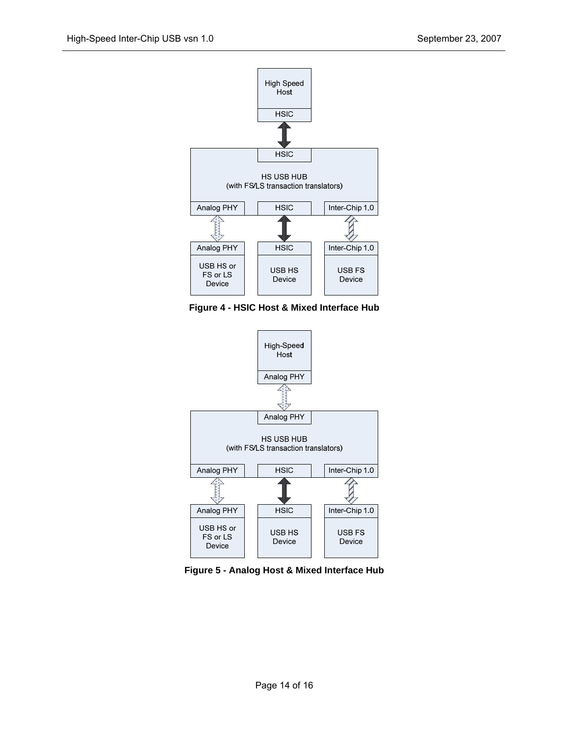High Speed Host

HSIC

HSIC

HS USB HUB
(with FS/LS transaction translators)

Analog PHY | HSIC | Inter-Chip 1.0

Analog PHY
USB HS or FS or LS Device

HSIC
USB HS Device

Inter-Chip 1.0
USB FS Device

**Figure 4 - HSIC Host & Mixed Interface Hub**

High-Speed Host

Analog PHY

Analog PHY

HS USB HUB
(with FS/LS transaction translators)

Analog PHY | HSIC | Inter-Chip 1.0

Analog PHY
USB HS or FS or LS Device

HSIC
USB HS Device

Inter-Chip 1.0
USB FS Device

**Figure 5 - Analog Host & Mixed Interface Hub**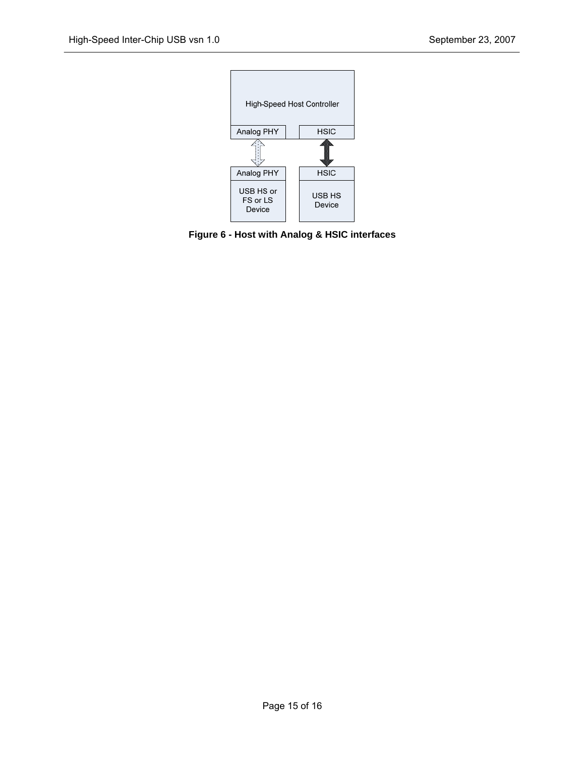High-Speed Host Controller

Analog PHY | HSIC

Analog PHY | HSIC

USB HS or FS or LS Device | USB HS Device

**Figure 6 - Host with Analog & HSIC interfaces**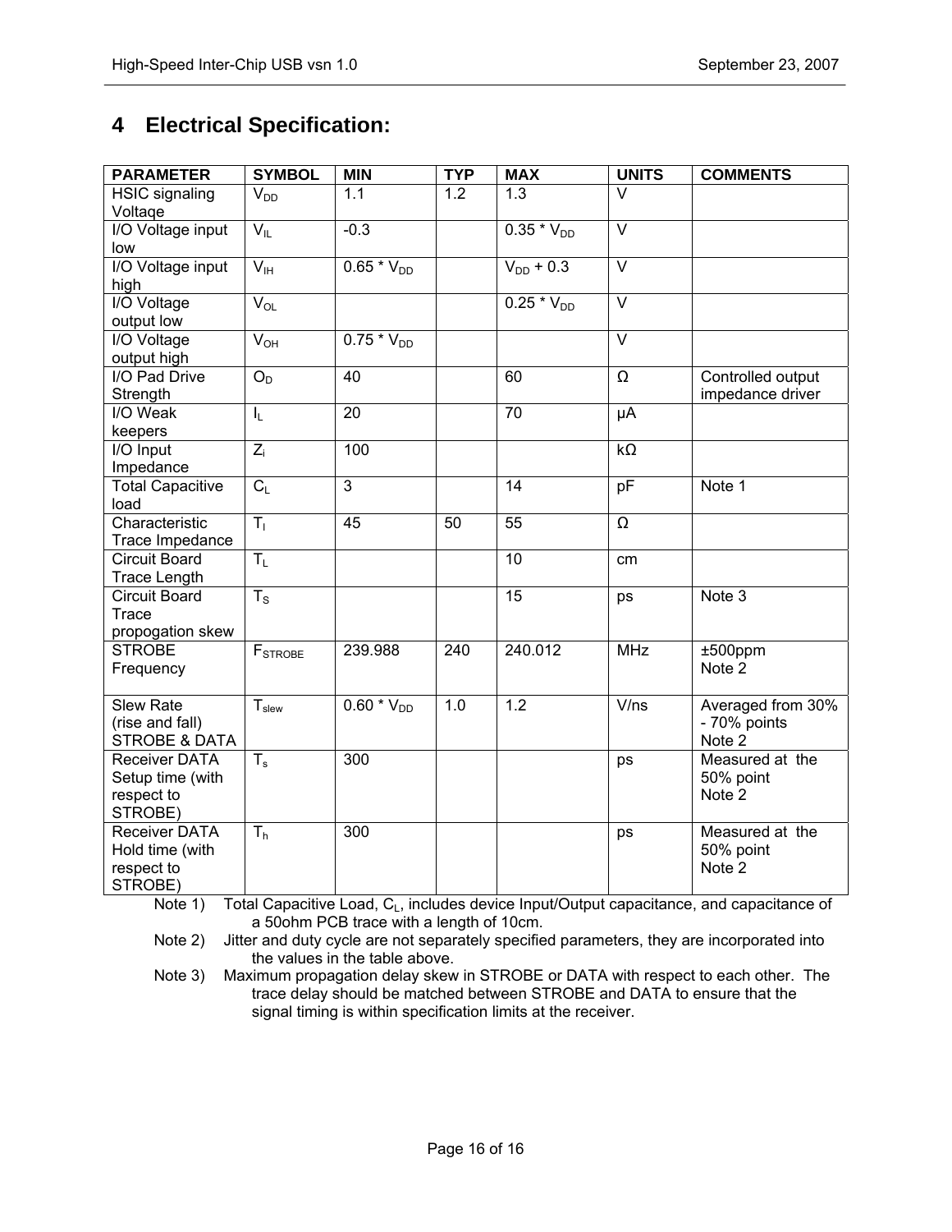# 4 Electrical Specification:

| PARAMETER | SYMBOL | MIN | TYP | MAX | UNITS | COMMENTS |
|---|---|---|---|---|---|---|
| HSIC signaling Voltaqe | $V_{DD}$ | 1.1 | 1.2 | 1.3 | V | |
| I/O Voltage input low | $V_{IL}$ | -0.3 | | $0.35 * V_{DD}$ | V | |
| I/O Voltage input high | $V_{IH}$ | $0.65 * V_{DD}$ | | $V_{DD} + 0.3$ | V | |
| I/O Voltage output low | $V_{OL}$ | | | $0.25 * V_{DD}$ | V | |
| I/O Voltage output high | $V_{OH}$ | $0.75 * V_{DD}$ | | | V | |
| I/O Pad Drive Strength | $O_D$ | 40 | | 60 | Ω | Controlled output impedance driver |
| I/O Weak keepers | $I_L$ | 20 | | 70 | μA | |
| I/O Input Impedance | $Z_i$ | 100 | | | kΩ | |
| Total Capacitive load | $C_L$ | 3 | | 14 | pF | Note 1 |
| Characteristic Trace Impedance | $T_I$ | 45 | 50 | 55 | Ω | |
| Circuit Board Trace Length | $T_L$ | | | 10 | cm | |
| Circuit Board Trace propogation skew | $T_S$ | | | 15 | ps | Note 3 |
| STROBE Frequency | $F_{STROBE}$ | 239.988 | 240 | 240.012 | MHz | ±500ppm Note 2 |
| Slew Rate (rise and fall) STROBE & DATA | $T_{slew}$ | $0.60 * V_{DD}$ | 1.0 | 1.2 | V/ns | Averaged from 30% - 70% points Note 2 |
| Receiver DATA Setup time (with respect to STROBE) | $T_s$ | 300 | | | ps | Measured at the 50% point Note 2 |
| Receiver DATA Hold time (with respect to STROBE) | $T_h$ | 300 | | | ps | Measured at the 50% point Note 2 |

Note 1) Total Capacitive Load, $C_L$, includes device Input/Output capacitance, and capacitance of a 50ohm PCB trace with a length of 10cm.

Note 2) Jitter and duty cycle are not separately specified parameters, they are incorporated into the values in the table above.

Note 3) Maximum propagation delay skew in STROBE or DATA with respect to each other. The trace delay should be matched between STROBE and DATA to ensure that the signal timing is within specification limits at the receiver.